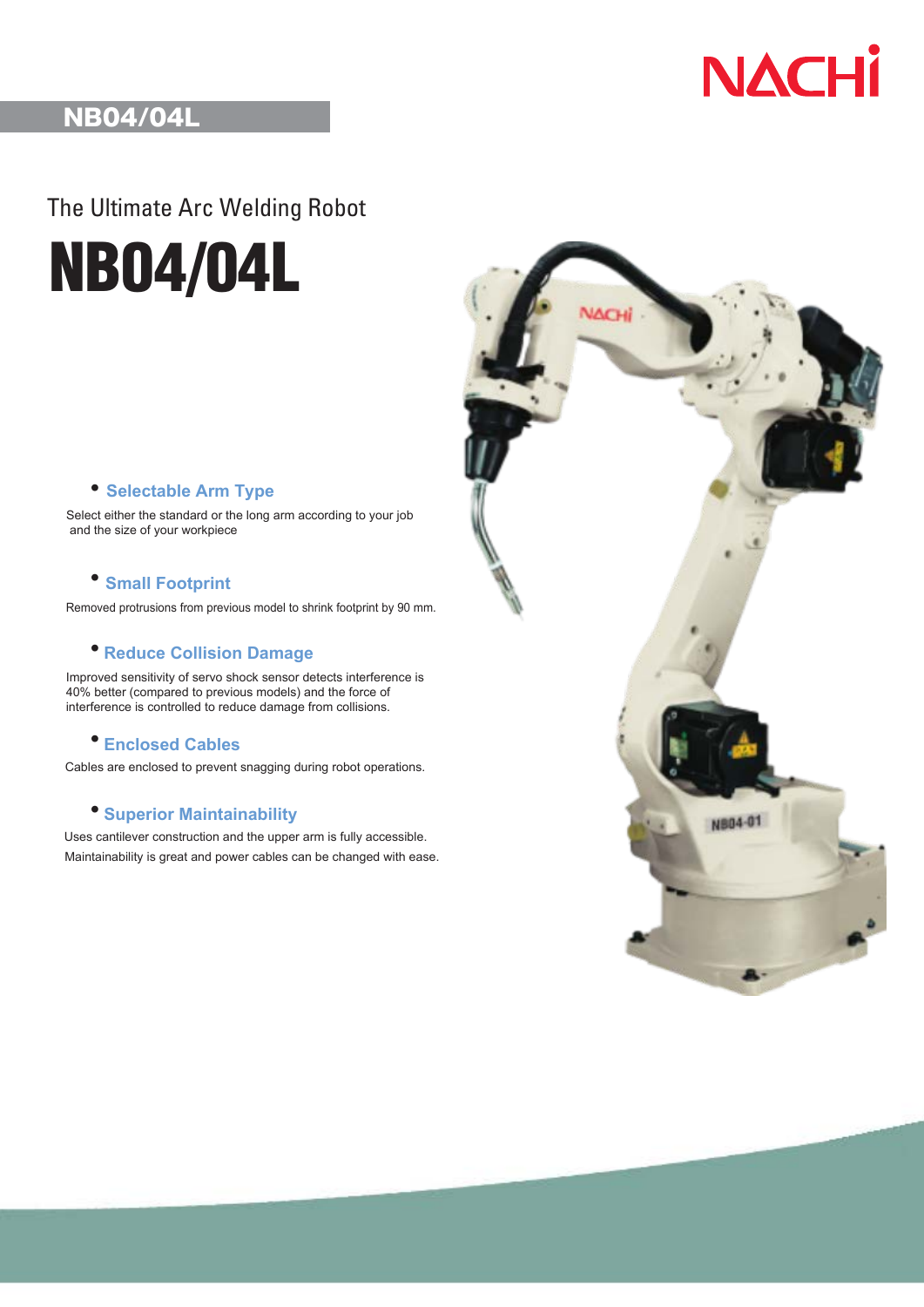NACHI

## NB04/04L

The Ultimate Arc Welding Robot

# NB04/04L

- **Selectable Arm Type**

Select either the standard or the long arm according to your job and the size of your workpiece

- **Small Footprint**

Removed protrusions from previous model to shrink footprint by 90 mm.

- **Reduce Collision Damage**

Improved sensitivity of servo shock sensor detects interference is 40% better (compared to previous models) and the force of interference is controlled to reduce damage from collisions.

- **Enclosed Cables**

Cables are enclosed to prevent snagging during robot operations.

- **Superior Maintainability**

Uses cantilever construction and the upper arm is fully accessible. Maintainability is great and power cables can be changed with ease.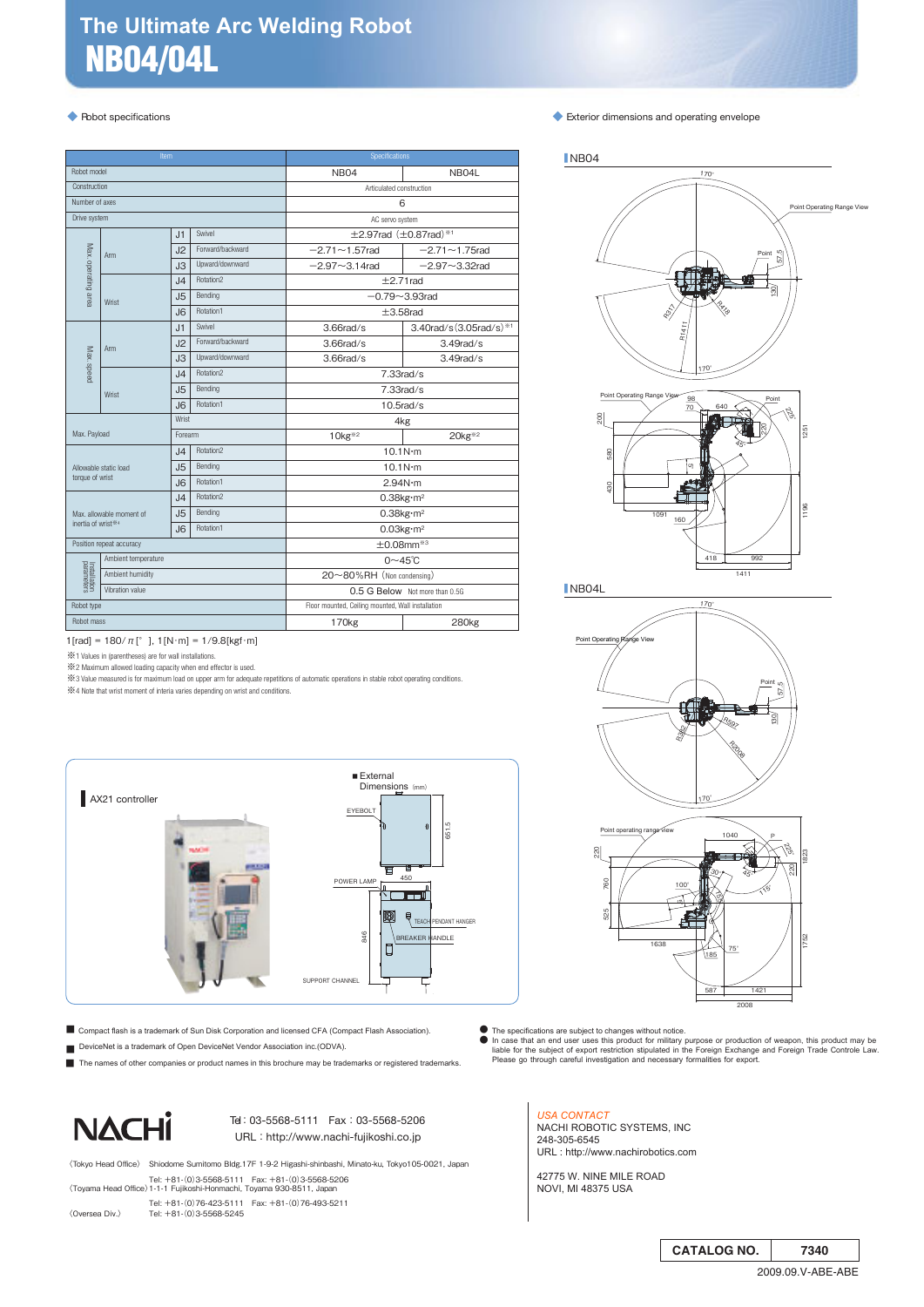# The Ultimate Arc Welding Robot
# NB04/04L

## Robot specifications

| Item | | | | Specifications | |
|---|---|---|---|---|---|
| Robot model | | | | NB04 | NB04L |
| Construction | | | | Articulated construction | |
| Number of axes | | | | 6 | |
| Drive system | | | | AC servo system | |
| Max. operating area | Arm | J1 | Swivel | ±2.97rad (±0.87rad) ※1 | |
| | | J2 | Forward/backward | −2.71～1.57rad | −2.71～1.75rad |
| | | J3 | Upward/downward | −2.97～3.14rad | −2.97～3.32rad |
| | Wrist | J4 | Rotation2 | ±2.71rad | |
| | | J5 | Bending | −0.79～3.93rad | |
| | | J6 | Rotation1 | ±3.58rad | |
| Max. speed | Arm | J1 | Swivel | 3.66rad/s | 3.40rad/s (3.05rad/s) ※1 |
| | | J2 | Forward/backward | 3.66rad/s | 3.49rad/s |
| | | J3 | Upward/downward | 3.66rad/s | 3.49rad/s |
| | Wrist | J4 | Rotation2 | 7.33rad/s | |
| | | J5 | Bending | 7.33rad/s | |
| | | J6 | Rotation1 | 10.5rad/s | |
| Max. Payload | | Wrist | | 4kg | |
| | | Forearm | | 10kg ※2 | 20kg ※2 |
| Allowable static load torque of wrist | | J4 | Rotation2 | 10.1N·m | |
| | | J5 | Bending | 10.1N·m | |
| | | J6 | Rotation1 | 2.94N·m | |
| Max. allowable moment of inertia of wrist ※4 | | J4 | Rotation2 | 0.38kg·m² | |
| | | J5 | Bending | 0.38kg·m² | |
| | | J6 | Rotation1 | 0.03kg·m² | |
| Position repeat accuracy | | | | ±0.08mm ※3 | |
| Installation parameters | Ambient temperature | | | 0～45℃ | |
| | Ambient humidity | | | 20～80%RH (Non condensing) | |
| | Vibration value | | | 0.5 G Below Not more than 0.5G | |
| Robot type | | | | Floor mounted, Ceiling mounted, Wall installation | |
| Robot mass | | | | 170kg | 280kg |

1[rad] = 180/π[°], 1[N·m] = 1/9.8[kgf·m]

※1 Values in (parentheses) are for wall installations.
※2 Maximum allowed loading capacity when end effector is used.
※3 Value measured is for maximum load on upper arm for adequate repetitions of automatic operations in stable robot operating conditions.
※4 Note that wrist moment of interia varies depending on wrist and conditions.

## Exterior dimensions and operating envelope

### NB04

170°
Point Operating Range View
Point
57.5
130
R311
R418
R1411
170°

Point Operating Range View
Point
98
70
640
225
220
45°
200
580
430
1251
1196
1091
160
418
992
1411

### NB04L

170°
Point Operating Range View
Point
57.5
130
R597
R392
R2008
170°

Point operating range view
1040
P
225
220
30°
45°
100°
115°
220
760
525
1823
1638
75°
185
1752
587
1421
2008

## AX21 controller

■ External Dimensions (mm)

EYEBOLT
651.5
450
POWER LAMP
TEACH PENDANT HANGER
BREAKER HANDLE
846
SUPPORT CHANNEL

■ Compact flash is a trademark of Sun Disk Corporation and licensed CFA (Compact Flash Association).
■ DeviceNet is a trademark of Open DeviceNet Vendor Association inc.(ODVA).
■ The names of other companies or product names in this brochure may be trademarks or registered trademarks.

● The specifications are subject to changes without notice.
● In case that an end user uses this product for military purpose or production of weapon, this product may be liable for the subject of export restriction stipulated in the Foreign Exchange and Foreign Trade Controle Law. Please go through careful investigation and necessary formalities for export.

NACHI

Tel : 03-5568-5111 Fax : 03-5568-5206
URL : http://www.nachi-fujikoshi.co.jp

〈Tokyo Head Office〉 Shiodome Sumitomo Bldg.17F 1-9-2 Higashi-shinbashi, Minato-ku, Tokyo105-0021, Japan
Tel: +81-(0)3-5568-5111 Fax: +81-(0)3-5568-5206
〈Toyama Head Office〉 1-1-1 Fujikoshi-Honmachi, Toyama 930-8511, Japan
Tel: +81-(0)76-423-5111 Fax: +81-(0)76-493-5211
〈Oversea Div.〉 Tel: +81-(0)3-5568-5245

*USA CONTACT*
NACHI ROBOTIC SYSTEMS, INC
248-305-6545
URL : http://www.nachirobotics.com

42775 W. NINE MILE ROAD
NOVI, MI 48375 USA

| CATALOG NO. | 7340 |
|---|---|

2009.09.V-ABE-ABE